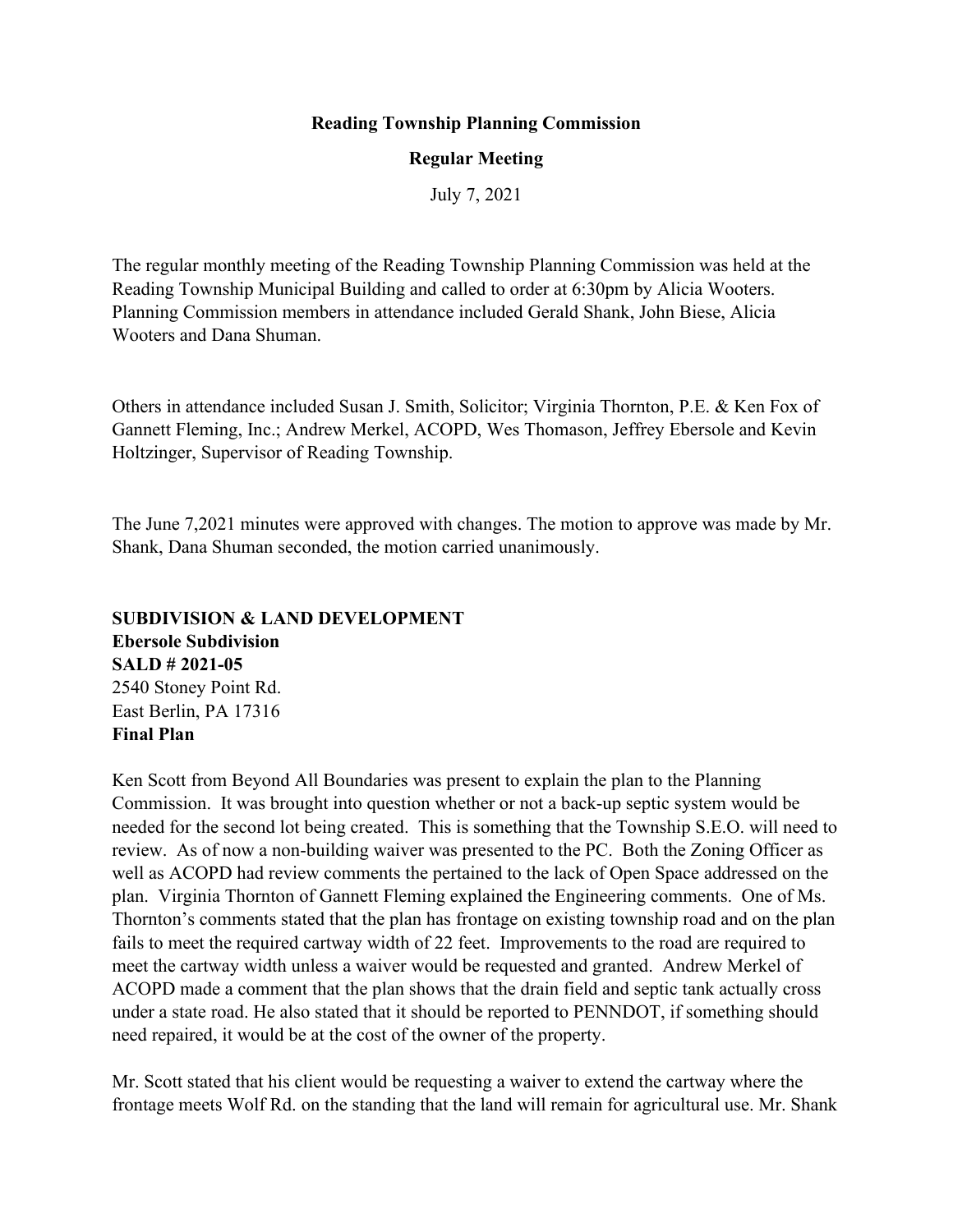**Reading Township Planning Commission**

**Regular Meeting**

July 7, 2021

The regular monthly meeting of the Reading Township Planning Commission was held at the Reading Township Municipal Building and called to order at 6:30pm by Alicia Wooters. Planning Commission members in attendance included Gerald Shank, John Biese, Alicia Wooters and Dana Shuman.

Others in attendance included Susan J. Smith, Solicitor; Virginia Thornton, P.E. & Ken Fox of Gannett Fleming, Inc.; Andrew Merkel, ACOPD, Wes Thomason, Jeffrey Ebersole and Kevin Holtzinger, Supervisor of Reading Township.

The June 7,2021 minutes were approved with changes. The motion to approve was made by Mr. Shank, Dana Shuman seconded, the motion carried unanimously.

**SUBDIVISION & LAND DEVELOPMENT**
**Ebersole Subdivision**
**SALD # 2021-05**
2540 Stoney Point Rd.
East Berlin, PA 17316
**Final Plan**

Ken Scott from Beyond All Boundaries was present to explain the plan to the Planning Commission. It was brought into question whether or not a back-up septic system would be needed for the second lot being created. This is something that the Township S.E.O. will need to review. As of now a non-building waiver was presented to the PC. Both the Zoning Officer as well as ACOPD had review comments the pertained to the lack of Open Space addressed on the plan. Virginia Thornton of Gannett Fleming explained the Engineering comments. One of Ms. Thornton's comments stated that the plan has frontage on existing township road and on the plan fails to meet the required cartway width of 22 feet. Improvements to the road are required to meet the cartway width unless a waiver would be requested and granted. Andrew Merkel of ACOPD made a comment that the plan shows that the drain field and septic tank actually cross under a state road. He also stated that it should be reported to PENNDOT, if something should need repaired, it would be at the cost of the owner of the property.

Mr. Scott stated that his client would be requesting a waiver to extend the cartway where the frontage meets Wolf Rd. on the standing that the land will remain for agricultural use. Mr. Shank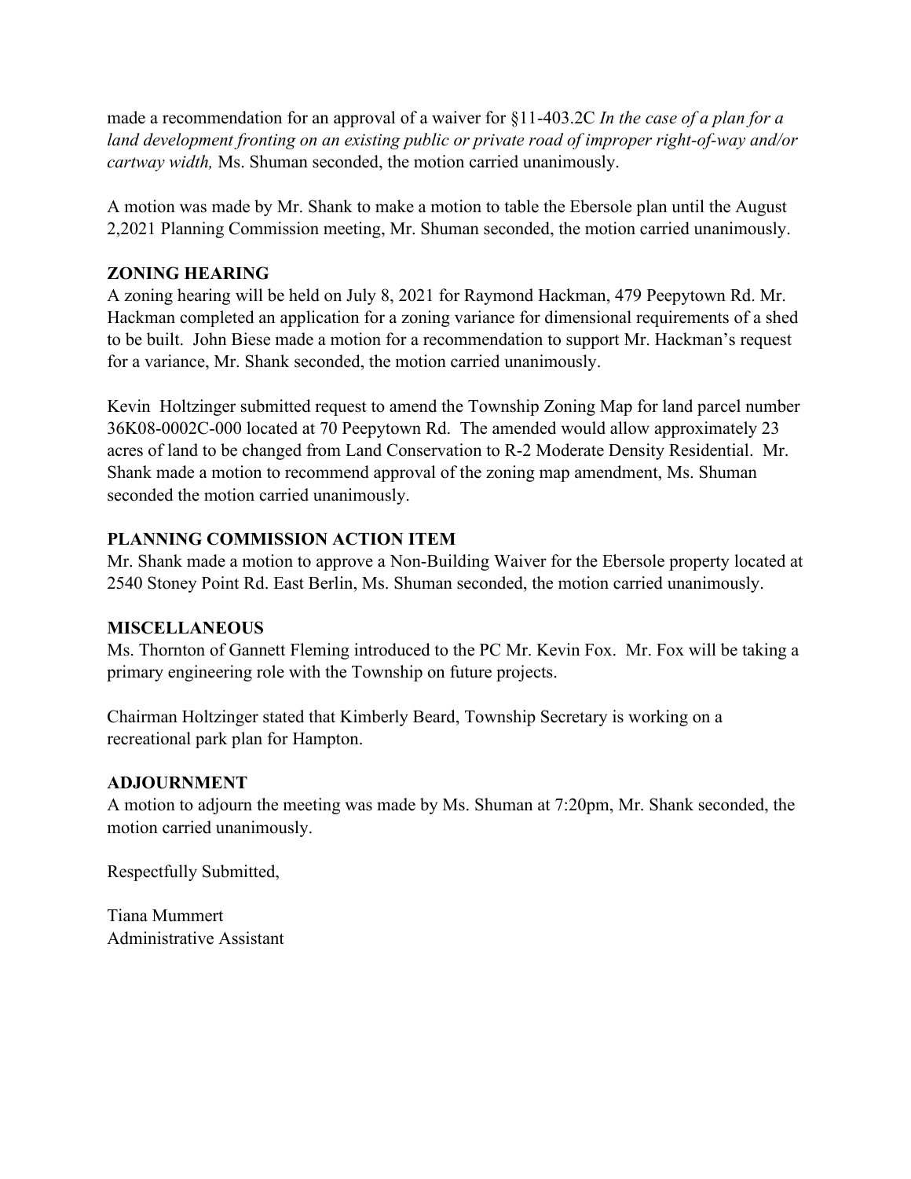made a recommendation for an approval of a waiver for §11-403.2C *In the case of a plan for a land development fronting on an existing public or private road of improper right-of-way and/or cartway width,* Ms. Shuman seconded, the motion carried unanimously.

A motion was made by Mr. Shank to make a motion to table the Ebersole plan until the August 2,2021 Planning Commission meeting, Mr. Shuman seconded, the motion carried unanimously.

**ZONING HEARING**

A zoning hearing will be held on July 8, 2021 for Raymond Hackman, 479 Peepytown Rd. Mr. Hackman completed an application for a zoning variance for dimensional requirements of a shed to be built. John Biese made a motion for a recommendation to support Mr. Hackman's request for a variance, Mr. Shank seconded, the motion carried unanimously.

Kevin Holtzinger submitted request to amend the Township Zoning Map for land parcel number 36K08-0002C-000 located at 70 Peepytown Rd. The amended would allow approximately 23 acres of land to be changed from Land Conservation to R-2 Moderate Density Residential. Mr. Shank made a motion to recommend approval of the zoning map amendment, Ms. Shuman seconded the motion carried unanimously.

**PLANNING COMMISSION ACTION ITEM**

Mr. Shank made a motion to approve a Non-Building Waiver for the Ebersole property located at 2540 Stoney Point Rd. East Berlin, Ms. Shuman seconded, the motion carried unanimously.

**MISCELLANEOUS**

Ms. Thornton of Gannett Fleming introduced to the PC Mr. Kevin Fox. Mr. Fox will be taking a primary engineering role with the Township on future projects.

Chairman Holtzinger stated that Kimberly Beard, Township Secretary is working on a recreational park plan for Hampton.

**ADJOURNMENT**

A motion to adjourn the meeting was made by Ms. Shuman at 7:20pm, Mr. Shank seconded, the motion carried unanimously.

Respectfully Submitted,

Tiana Mummert
Administrative Assistant